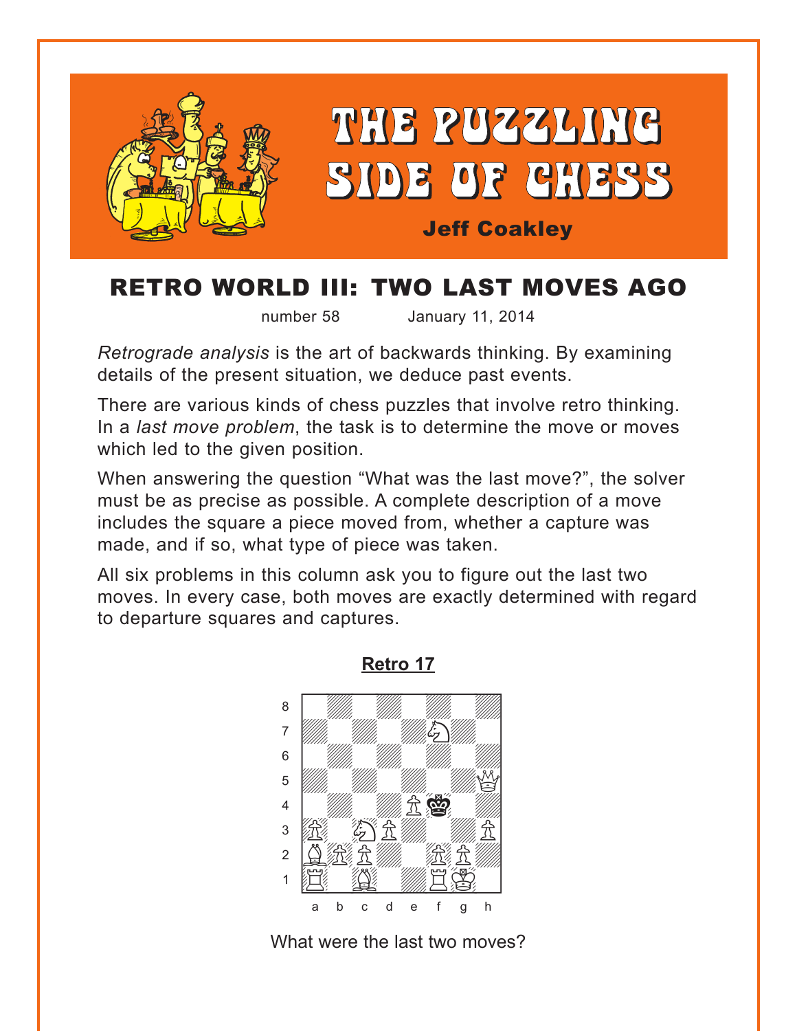# THE PUZZLING SIDE OF CHESS

**Jeff Coakley**

## RETRO WORLD III: TWO LAST MOVES AGO

number 58 January 11, 2014

*Retrograde analysis* is the art of backwards thinking. By examining details of the present situation, we deduce past events.

There are various kinds of chess puzzles that involve retro thinking. In a *last move problem*, the task is to determine the move or moves which led to the given position.

When answering the question "What was the last move?", the solver must be as precise as possible. A complete description of a move includes the square a piece moved from, whether a capture was made, and if so, what type of piece was taken.

All six problems in this column ask you to figure out the last two moves. In every case, both moves are exactly determined with regard to departure squares and captures.

### Retro 17

What were the last two moves?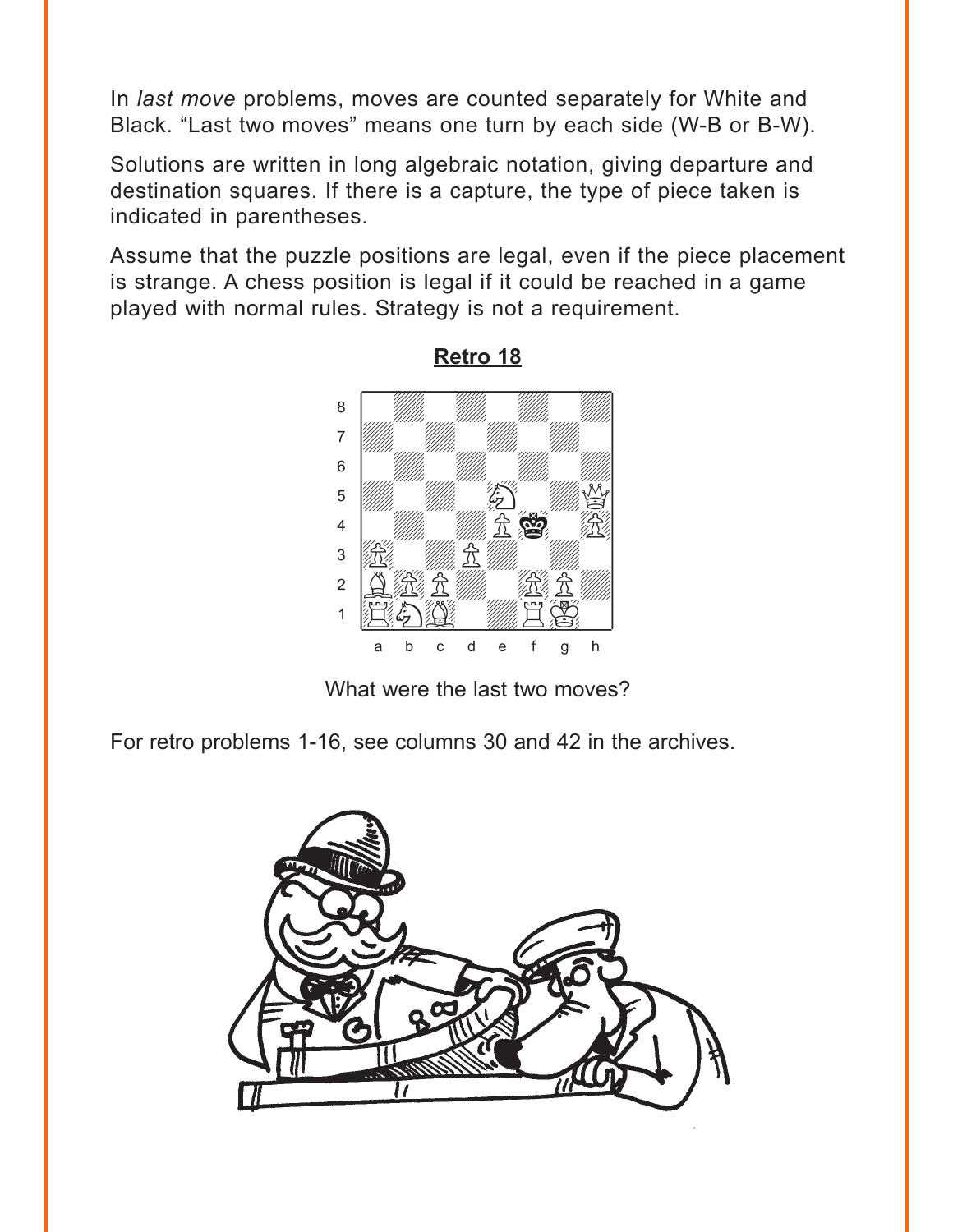In *last move* problems, moves are counted separately for White and Black. “Last two moves” means one turn by each side (W-B or B-W).

Solutions are written in long algebraic notation, giving departure and destination squares. If there is a capture, the type of piece taken is indicated in parentheses.

Assume that the puzzle positions are legal, even if the piece placement is strange. A chess position is legal if it could be reached in a game played with normal rules. Strategy is not a requirement.

**Retro 18**

What were the last two moves?

For retro problems 1-16, see columns 30 and 42 in the archives.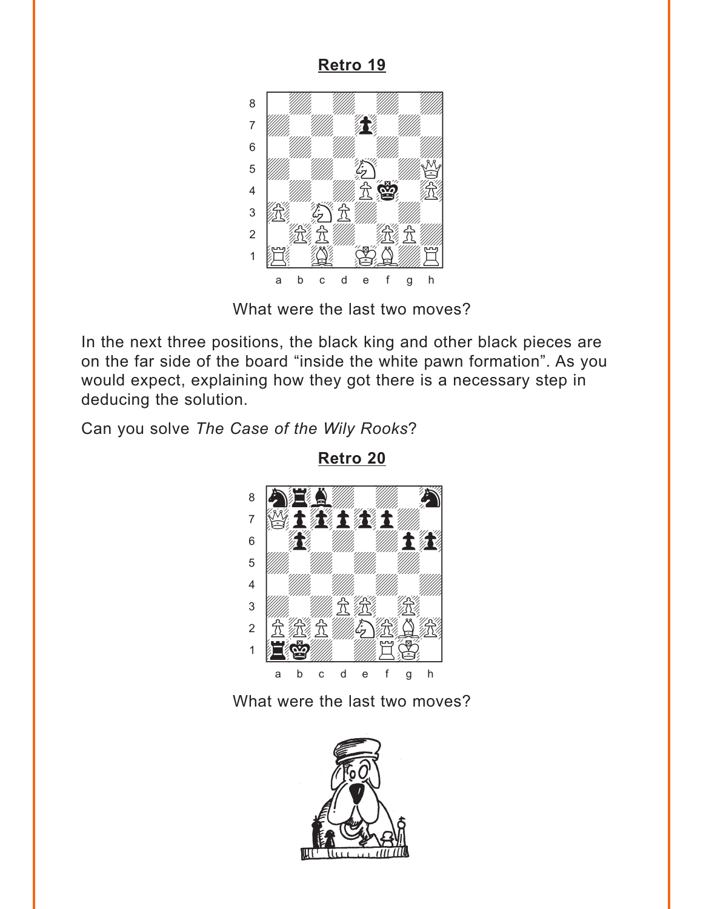**Retro 19**

What were the last two moves?

In the next three positions, the black king and other black pieces are on the far side of the board "inside the white pawn formation". As you would expect, explaining how they got there is a necessary step in deducing the solution.

Can you solve *The Case of the Wily Rooks*?

**Retro 20**

What were the last two moves?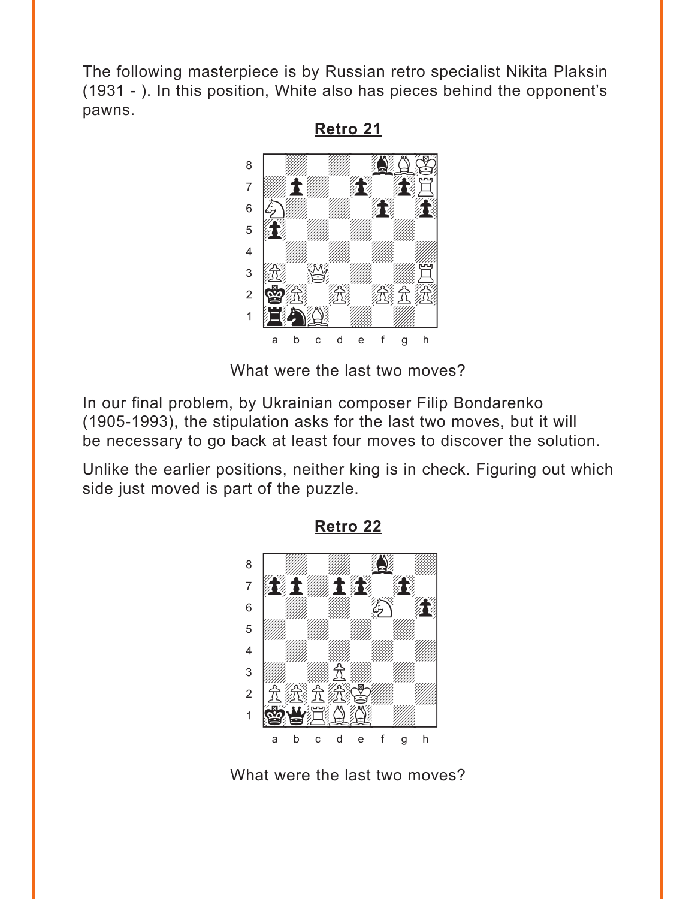The following masterpiece is by Russian retro specialist Nikita Plaksin (1931 - ). In this position, White also has pieces behind the opponent's pawns.

**Retro 21**

What were the last two moves?

In our final problem, by Ukrainian composer Filip Bondarenko (1905-1993), the stipulation asks for the last two moves, but it will be necessary to go back at least four moves to discover the solution.

Unlike the earlier positions, neither king is in check. Figuring out which side just moved is part of the puzzle.

**Retro 22**

What were the last two moves?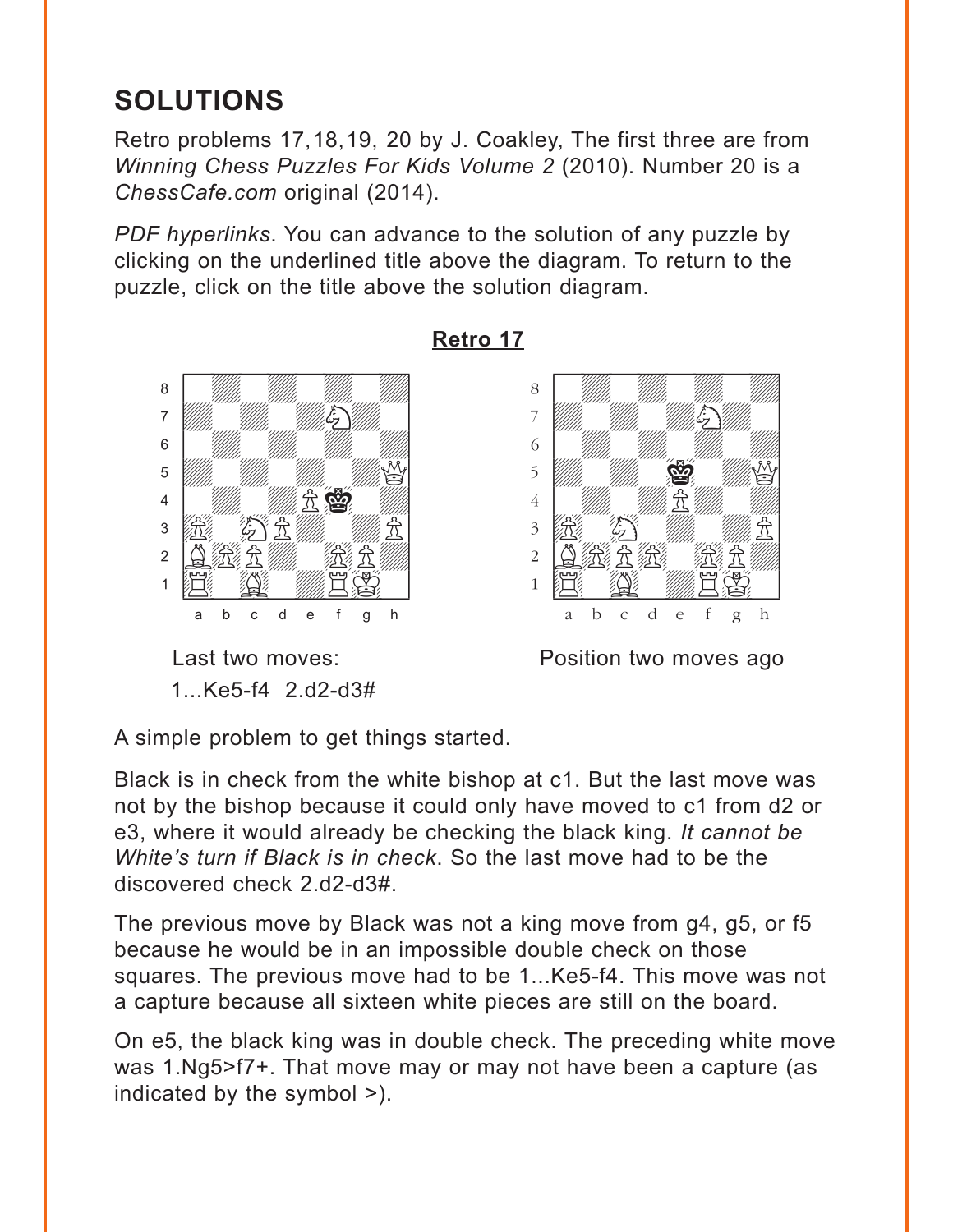## SOLUTIONS

Retro problems 17,18,19, 20 by J. Coakley, The first three are from *Winning Chess Puzzles For Kids Volume 2* (2010). Number 20 is a *ChessCafe.com* original (2014).

*PDF hyperlinks*. You can advance to the solution of any puzzle by clicking on the underlined title above the diagram. To return to the puzzle, click on the title above the solution diagram.

### Retro 17

Last two moves:
1...Ke5-f4 2.d2-d3#

Position two moves ago

A simple problem to get things started.

Black is in check from the white bishop at c1. But the last move was not by the bishop because it could only have moved to c1 from d2 or e3, where it would already be checking the black king. *It cannot be White's turn if Black is in check*. So the last move had to be the discovered check 2.d2-d3#.

The previous move by Black was not a king move from g4, g5, or f5 because he would be in an impossible double check on those squares. The previous move had to be 1...Ke5-f4. This move was not a capture because all sixteen white pieces are still on the board.

On e5, the black king was in double check. The preceding white move was 1.Ng5>f7+. That move may or may not have been a capture (as indicated by the symbol >).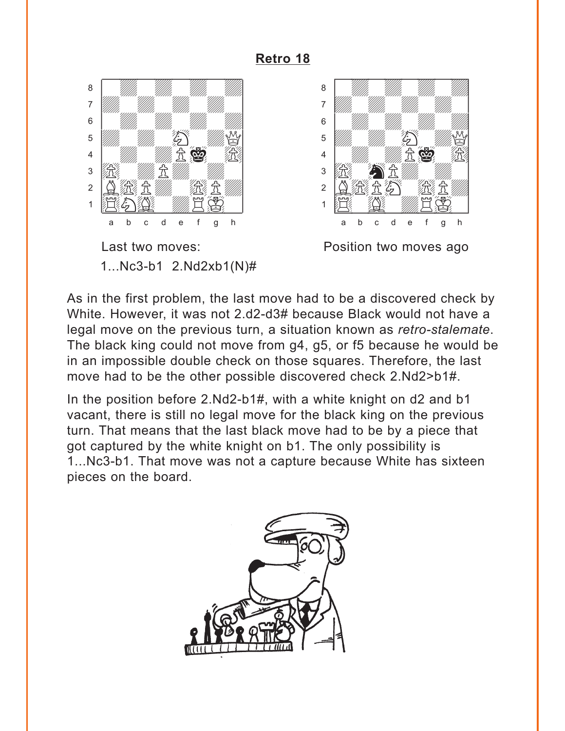## Retro 18

Last two moves:

1...Nc3-b1 2.Nd2xb1(N)#

Position two moves ago

As in the first problem, the last move had to be a discovered check by White. However, it was not 2.d2-d3# because Black would not have a legal move on the previous turn, a situation known as *retro-stalemate*. The black king could not move from g4, g5, or f5 because he would be in an impossible double check on those squares. Therefore, the last move had to be the other possible discovered check 2.Nd2>b1#.

In the position before 2.Nd2-b1#, with a white knight on d2 and b1 vacant, there is still no legal move for the black king on the previous turn. That means that the last black move had to be by a piece that got captured by the white knight on b1. The only possibility is 1...Nc3-b1. That move was not a capture because White has sixteen pieces on the board.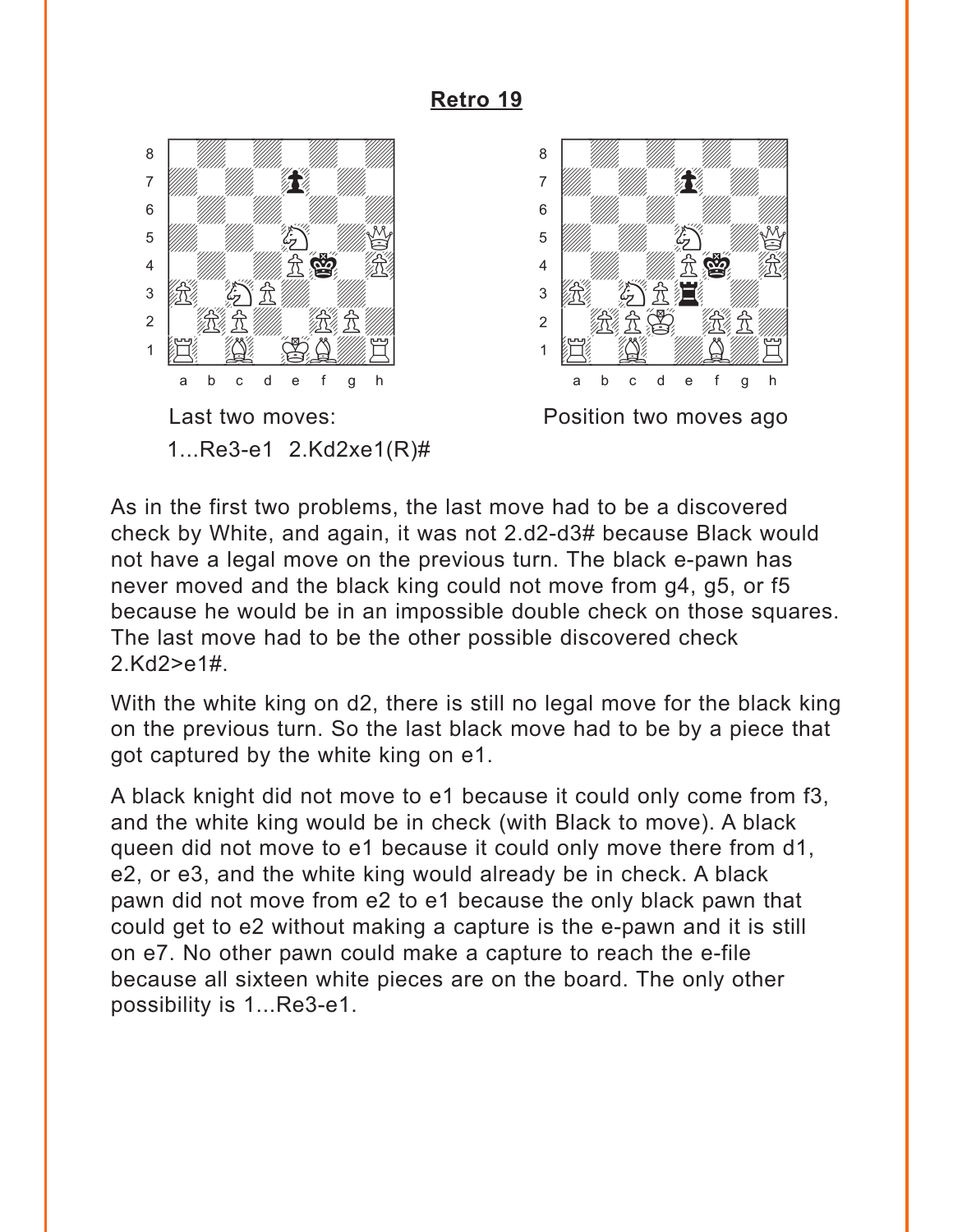## Retro 19

Last two moves:
1...Re3-e1 2.Kd2xe1(R)#

Position two moves ago

As in the first two problems, the last move had to be a discovered check by White, and again, it was not 2.d2-d3# because Black would not have a legal move on the previous turn. The black e-pawn has never moved and the black king could not move from g4, g5, or f5 because he would be in an impossible double check on those squares. The last move had to be the other possible discovered check 2.Kd2>e1#.

With the white king on d2, there is still no legal move for the black king on the previous turn. So the last black move had to be by a piece that got captured by the white king on e1.

A black knight did not move to e1 because it could only come from f3, and the white king would be in check (with Black to move). A black queen did not move to e1 because it could only move there from d1, e2, or e3, and the white king would already be in check. A black pawn did not move from e2 to e1 because the only black pawn that could get to e2 without making a capture is the e-pawn and it is still on e7. No other pawn could make a capture to reach the e-file because all sixteen white pieces are on the board. The only other possibility is 1...Re3-e1.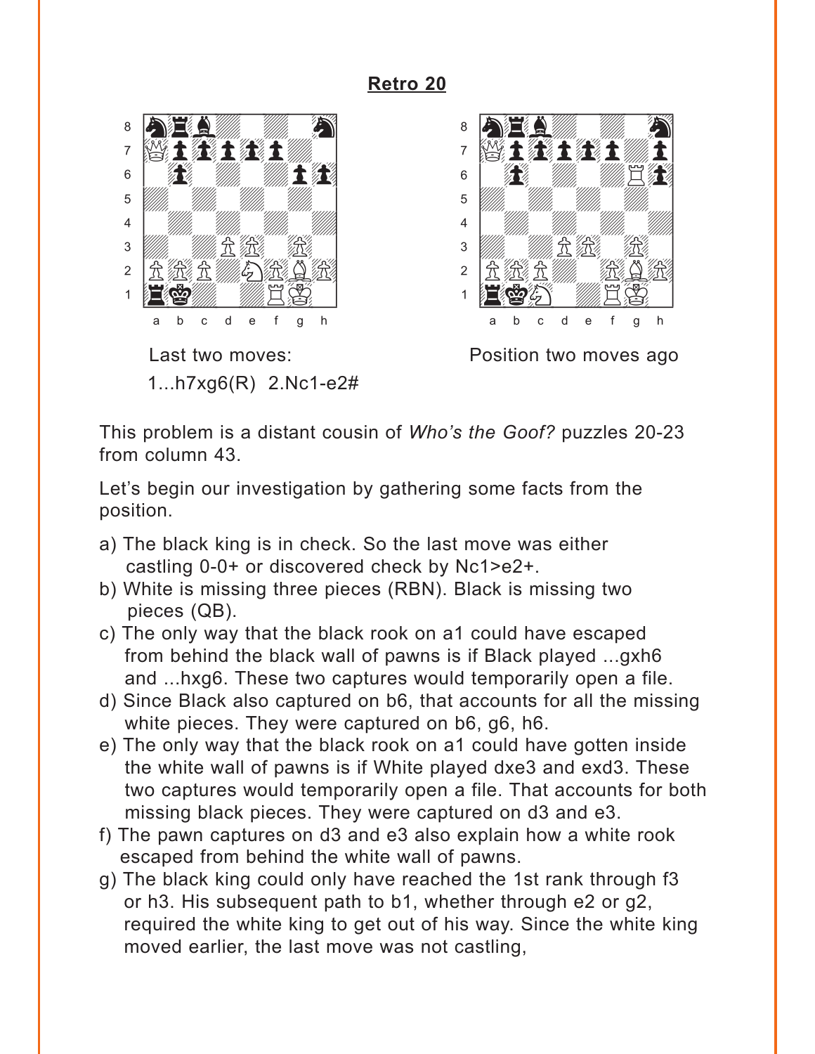## Retro 20

Last two moves:
1...h7xg6(R) 2.Nc1-e2#

Position two moves ago

This problem is a distant cousin of *Who's the Goof?* puzzles 20-23 from column 43.

Let's begin our investigation by gathering some facts from the position.

a) The black king is in check. So the last move was either castling 0-0+ or discovered check by Nc1>e2+.

b) White is missing three pieces (RBN). Black is missing two pieces (QB).

c) The only way that the black rook on a1 could have escaped from behind the black wall of pawns is if Black played ...gxh6 and ...hxg6. These two captures would temporarily open a file.

d) Since Black also captured on b6, that accounts for all the missing white pieces. They were captured on b6, g6, h6.

e) The only way that the black rook on a1 could have gotten inside the white wall of pawns is if White played dxe3 and exd3. These two captures would temporarily open a file. That accounts for both missing black pieces. They were captured on d3 and e3.

f) The pawn captures on d3 and e3 also explain how a white rook escaped from behind the white wall of pawns.

g) The black king could only have reached the 1st rank through f3 or h3. His subsequent path to b1, whether through e2 or g2, required the white king to get out of his way. Since the white king moved earlier, the last move was not castling,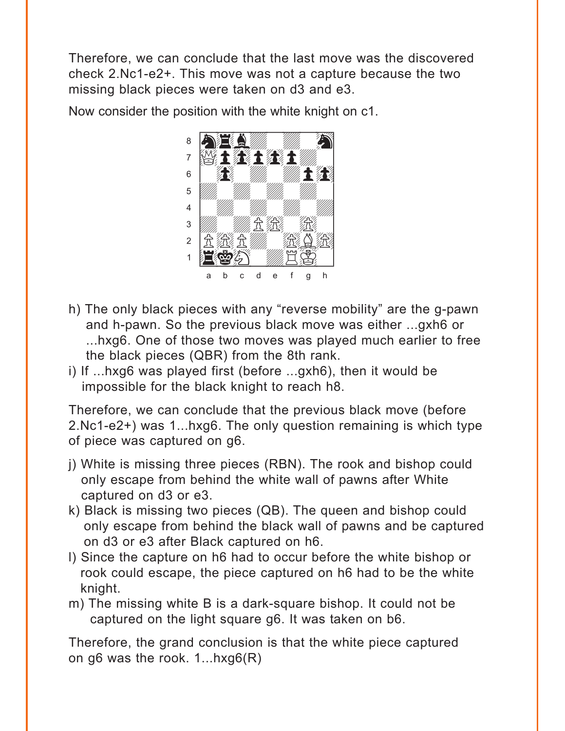Therefore, we can conclude that the last move was the discovered check 2.Nc1-e2+. This move was not a capture because the two missing black pieces were taken on d3 and e3.

Now consider the position with the white knight on c1.

h) The only black pieces with any "reverse mobility" are the g-pawn and h-pawn. So the previous black move was either ...gxh6 or ...hxg6. One of those two moves was played much earlier to free the black pieces (QBR) from the 8th rank.

i) If ...hxg6 was played first (before ...gxh6), then it would be impossible for the black knight to reach h8.

Therefore, we can conclude that the previous black move (before 2.Nc1-e2+) was 1...hxg6. The only question remaining is which type of piece was captured on g6.

j) White is missing three pieces (RBN). The rook and bishop could only escape from behind the white wall of pawns after White captured on d3 or e3.

k) Black is missing two pieces (QB). The queen and bishop could only escape from behind the black wall of pawns and be captured on d3 or e3 after Black captured on h6.

l) Since the capture on h6 had to occur before the white bishop or rook could escape, the piece captured on h6 had to be the white knight.

m) The missing white B is a dark-square bishop. It could not be captured on the light square g6. It was taken on b6.

Therefore, the grand conclusion is that the white piece captured on g6 was the rook. 1...hxg6(R)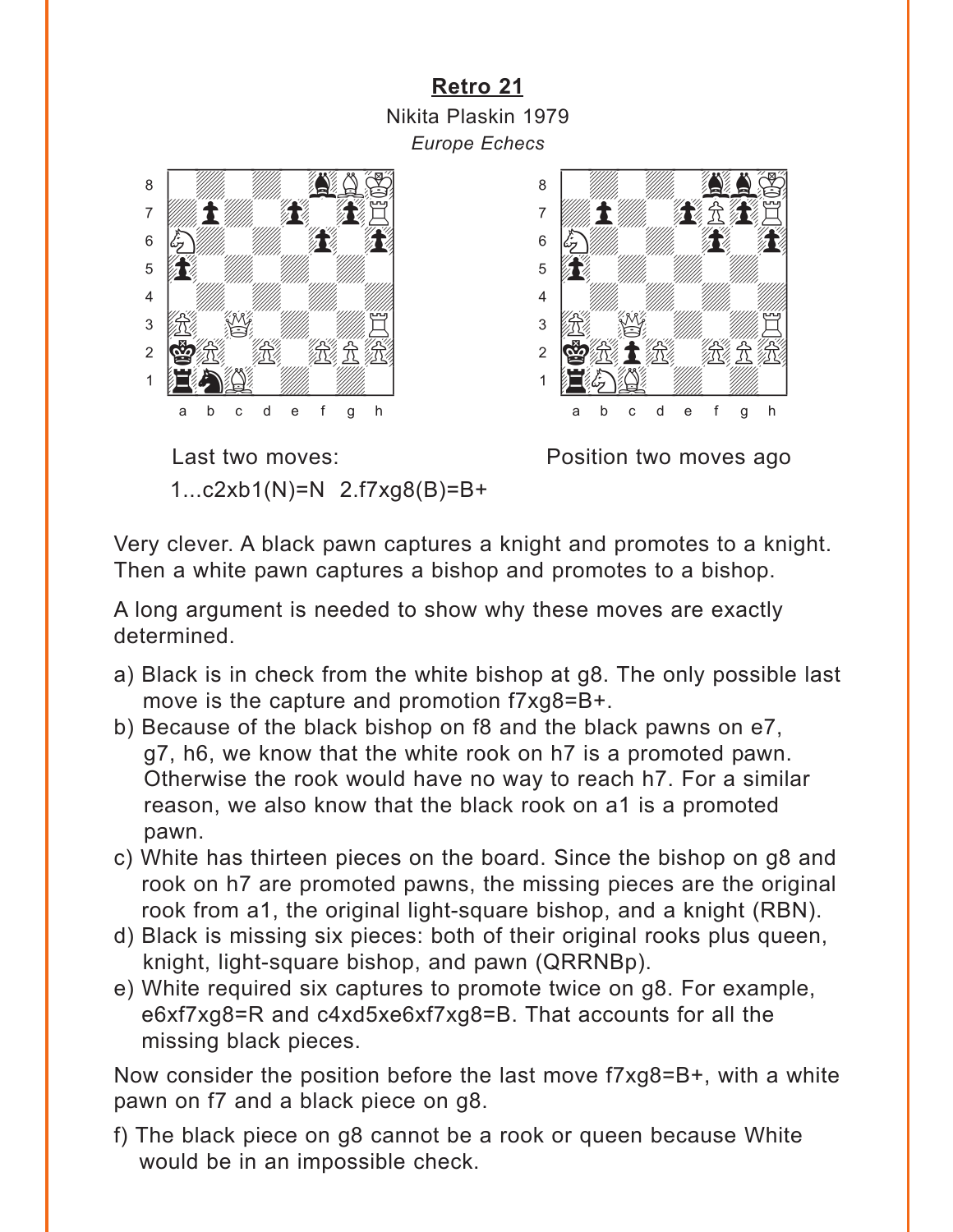## Retro 21

Nikita Plaskin 1979

*Europe Echecs*

Last two moves:

1...c2xb1(N)=N 2.f7xg8(B)=B+

Position two moves ago

Very clever. A black pawn captures a knight and promotes to a knight. Then a white pawn captures a bishop and promotes to a bishop.

A long argument is needed to show why these moves are exactly determined.

a) Black is in check from the white bishop at g8. The only possible last move is the capture and promotion f7xg8=B+.

b) Because of the black bishop on f8 and the black pawns on e7, g7, h6, we know that the white rook on h7 is a promoted pawn. Otherwise the rook would have no way to reach h7. For a similar reason, we also know that the black rook on a1 is a promoted pawn.

c) White has thirteen pieces on the board. Since the bishop on g8 and rook on h7 are promoted pawns, the missing pieces are the original rook from a1, the original light-square bishop, and a knight (RBN).

d) Black is missing six pieces: both of their original rooks plus queen, knight, light-square bishop, and pawn (QRRNBp).

e) White required six captures to promote twice on g8. For example, e6xf7xg8=R and c4xd5xe6xf7xg8=B. That accounts for all the missing black pieces.

Now consider the position before the last move f7xg8=B+, with a white pawn on f7 and a black piece on g8.

f) The black piece on g8 cannot be a rook or queen because White would be in an impossible check.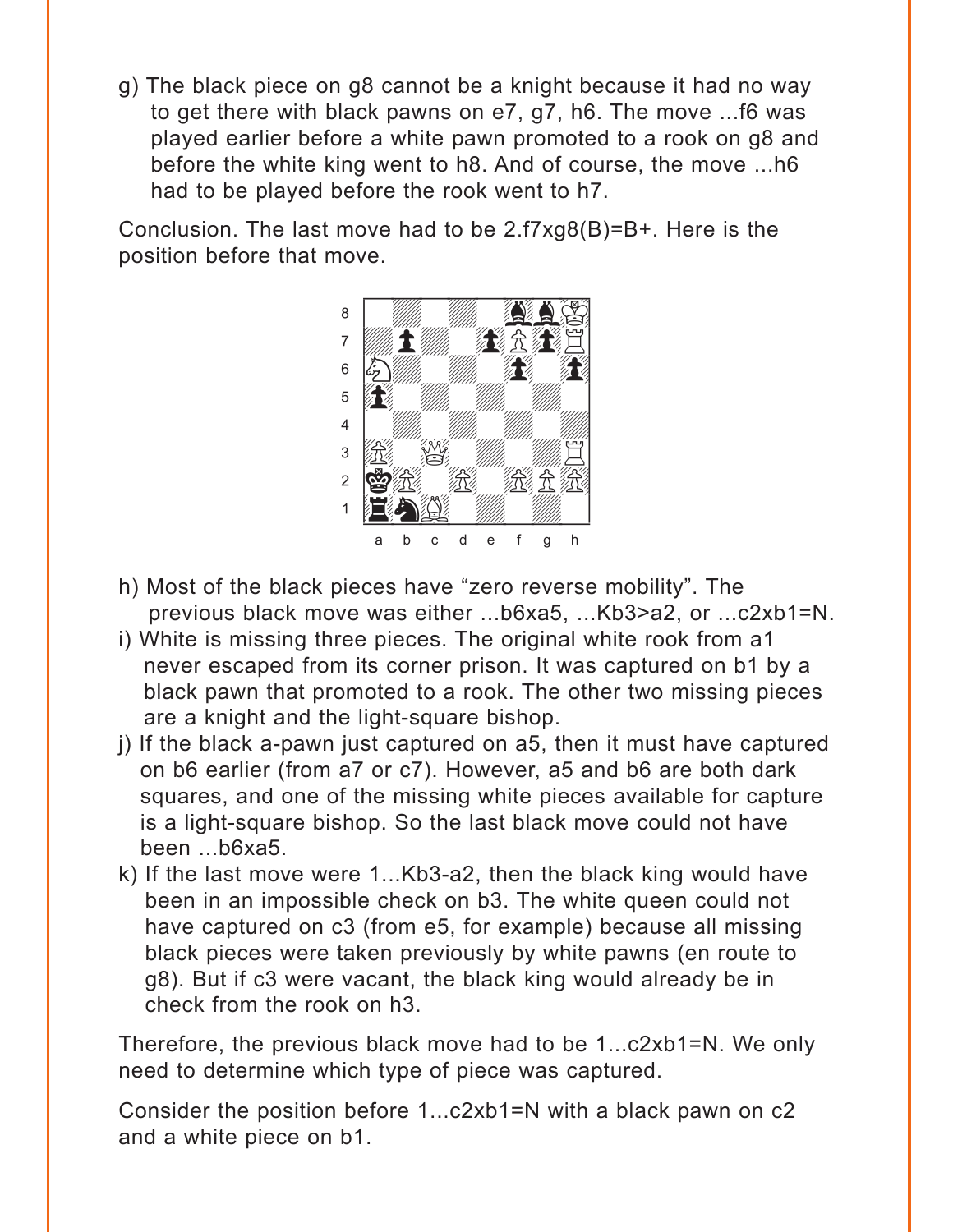g) The black piece on g8 cannot be a knight because it had no way to get there with black pawns on e7, g7, h6. The move ...f6 was played earlier before a white pawn promoted to a rook on g8 and before the white king went to h8. And of course, the move ...h6 had to be played before the rook went to h7.

Conclusion. The last move had to be 2.f7xg8(B)=B+. Here is the position before that move.

h) Most of the black pieces have "zero reverse mobility". The previous black move was either ...b6xa5, ...Kb3>a2, or ...c2xb1=N.

i) White is missing three pieces. The original white rook from a1 never escaped from its corner prison. It was captured on b1 by a black pawn that promoted to a rook. The other two missing pieces are a knight and the light-square bishop.

j) If the black a-pawn just captured on a5, then it must have captured on b6 earlier (from a7 or c7). However, a5 and b6 are both dark squares, and one of the missing white pieces available for capture is a light-square bishop. So the last black move could not have been ...b6xa5.

k) If the last move were 1...Kb3-a2, then the black king would have been in an impossible check on b3. The white queen could not have captured on c3 (from e5, for example) because all missing black pieces were taken previously by white pawns (en route to g8). But if c3 were vacant, the black king would already be in check from the rook on h3.

Therefore, the previous black move had to be 1...c2xb1=N. We only need to determine which type of piece was captured.

Consider the position before 1...c2xb1=N with a black pawn on c2 and a white piece on b1.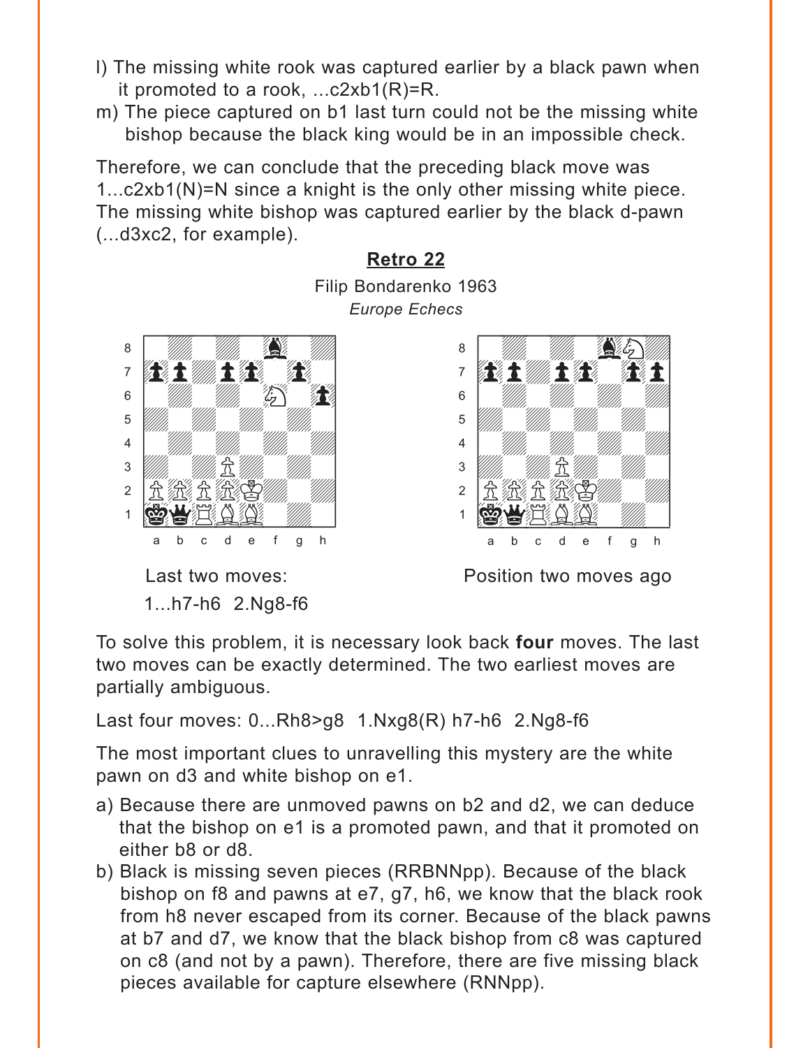- l) The missing white rook was captured earlier by a black pawn when it promoted to a rook, ...c2xb1(R)=R.
- m) The piece captured on b1 last turn could not be the missing white bishop because the black king would be in an impossible check.

Therefore, we can conclude that the preceding black move was 1...c2xb1(N)=N since a knight is the only other missing white piece. The missing white bishop was captured earlier by the black d-pawn (...d3xc2, for example).

## Retro 22

Filip Bondarenko 1963

*Europe Echecs*

Last two moves:
1...h7-h6 2.Ng8-f6

Position two moves ago

To solve this problem, it is necessary look back **four** moves. The last two moves can be exactly determined. The two earliest moves are partially ambiguous.

Last four moves: 0...Rh8>g8 1.Nxg8(R) h7-h6 2.Ng8-f6

The most important clues to unravelling this mystery are the white pawn on d3 and white bishop on e1.

- a) Because there are unmoved pawns on b2 and d2, we can deduce that the bishop on e1 is a promoted pawn, and that it promoted on either b8 or d8.
- b) Black is missing seven pieces (RRBNNpp). Because of the black bishop on f8 and pawns at e7, g7, h6, we know that the black rook from h8 never escaped from its corner. Because of the black pawns at b7 and d7, we know that the black bishop from c8 was captured on c8 (and not by a pawn). Therefore, there are five missing black pieces available for capture elsewhere (RNNpp).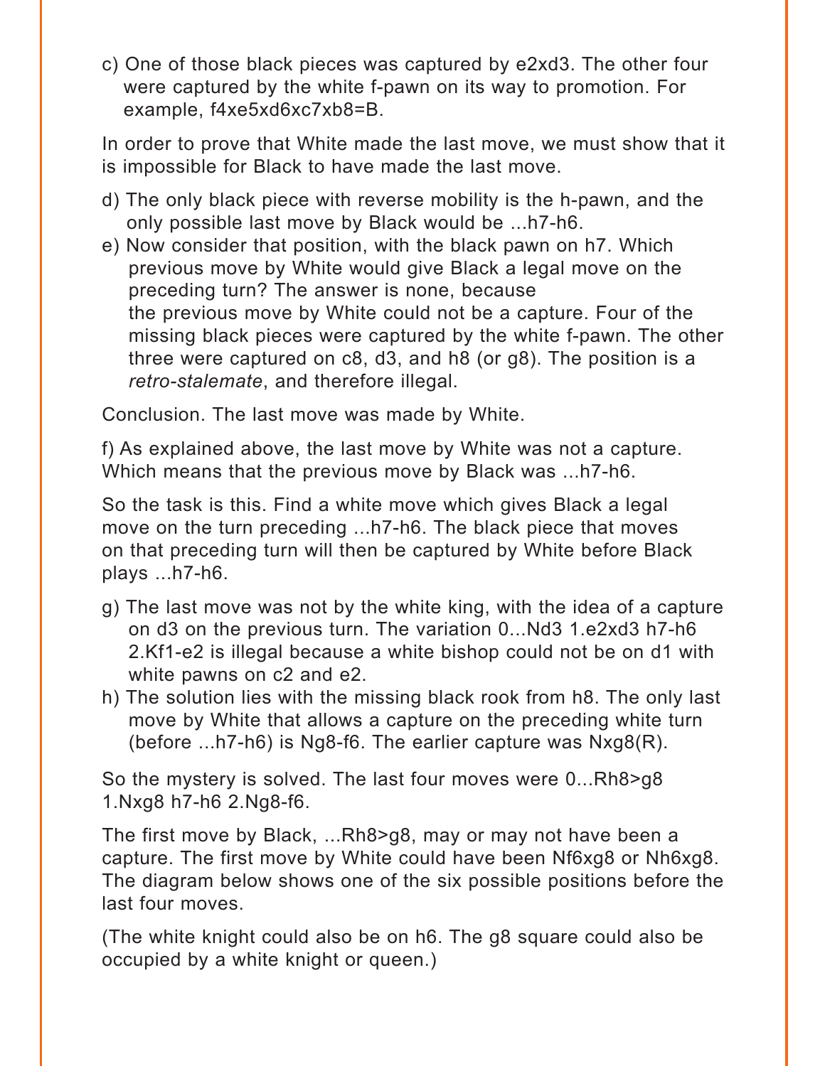c) One of those black pieces was captured by e2xd3. The other four were captured by the white f-pawn on its way to promotion. For example, f4xe5xd6xc7xb8=B.

In order to prove that White made the last move, we must show that it is impossible for Black to have made the last move.

d) The only black piece with reverse mobility is the h-pawn, and the only possible last move by Black would be ...h7-h6.
e) Now consider that position, with the black pawn on h7. Which previous move by White would give Black a legal move on the preceding turn? The answer is none, because the previous move by White could not be a capture. Four of the missing black pieces were captured by the white f-pawn. The other three were captured on c8, d3, and h8 (or g8). The position is a *retro-stalemate*, and therefore illegal.

Conclusion. The last move was made by White.

f) As explained above, the last move by White was not a capture. Which means that the previous move by Black was ...h7-h6.

So the task is this. Find a white move which gives Black a legal move on the turn preceding ...h7-h6. The black piece that moves on that preceding turn will then be captured by White before Black plays ...h7-h6.

g) The last move was not by the white king, with the idea of a capture on d3 on the previous turn. The variation 0...Nd3 1.e2xd3 h7-h6 2.Kf1-e2 is illegal because a white bishop could not be on d1 with white pawns on c2 and e2.
h) The solution lies with the missing black rook from h8. The only last move by White that allows a capture on the preceding white turn (before ...h7-h6) is Ng8-f6. The earlier capture was Nxg8(R).

So the mystery is solved. The last four moves were 0...Rh8>g8 1.Nxg8 h7-h6 2.Ng8-f6.

The first move by Black, ...Rh8>g8, may or may not have been a capture. The first move by White could have been Nf6xg8 or Nh6xg8. The diagram below shows one of the six possible positions before the last four moves.

(The white knight could also be on h6. The g8 square could also be occupied by a white knight or queen.)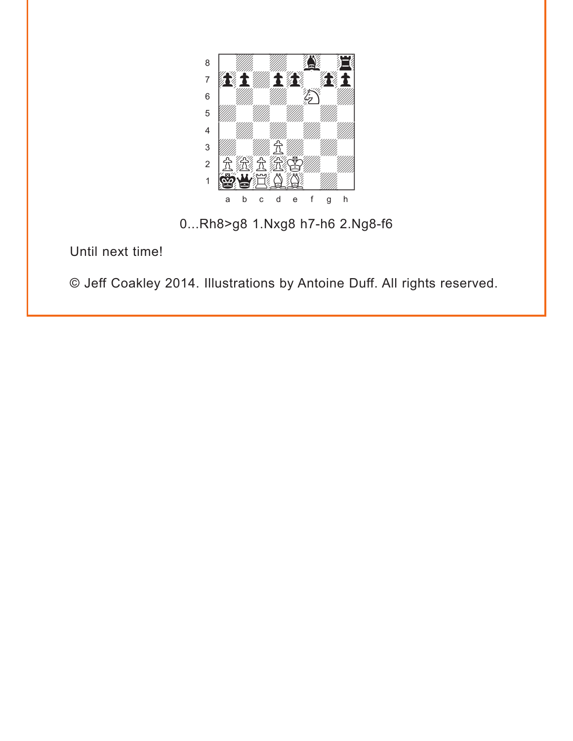0...Rh8>g8 1.Nxg8 h7-h6 2.Ng8-f6

Until next time!

© Jeff Coakley 2014. Illustrations by Antoine Duff. All rights reserved.